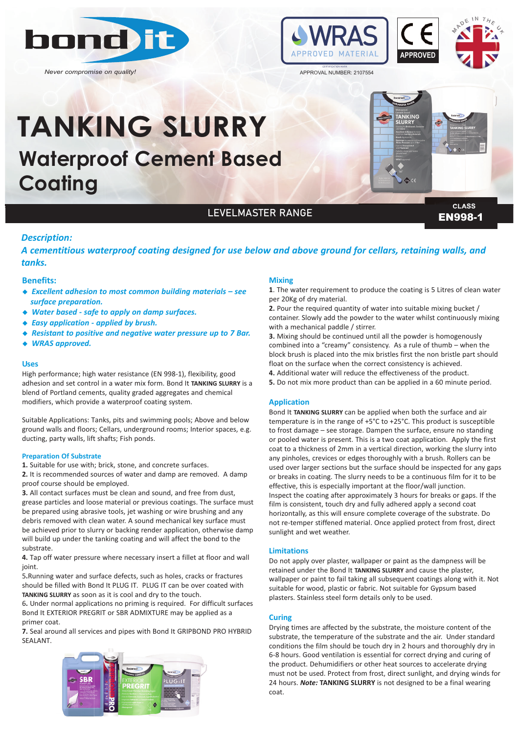bond it

*Never compromise on quality!*

WRAS APPROVED MATERIAL

APPROVAL NUMBER: 2107554

CE APPROVED

MADE IN THE UK

# TANKING SLURRY

## Waterproof Cement Based Coating

LEVELMASTER RANGE

CLASS **EN998-1**

### *Description:*

***A cementitious waterproof coating designed for use below and above ground for cellars, retaining walls, and tanks.***

### Benefits:

- ***Excellent adhesion to most common building materials – see surface preparation.***
- ***Water based - safe to apply on damp surfaces.***
- ***Easy application - applied by brush.***
- ***Resistant to positive and negative water pressure up to 7 Bar.***
- ***WRAS approved.***

### Uses

High performance; high water resistance (EN 998-1), flexibility, good adhesion and set control in a water mix form. Bond It **TANKING SLURRY** is a blend of Portland cements, quality graded aggregates and chemical modifiers, which provide a waterproof coating system.

Suitable Applications: Tanks, pits and swimming pools; Above and below ground walls and floors; Cellars, underground rooms; Interior spaces, e.g. ducting, party walls, lift shafts; Fish ponds.

#### Preparation Of Substrate

**1.** Suitable for use with; brick, stone, and concrete surfaces.

**2.** It is recommended sources of water and damp are removed. A damp proof course should be employed.

**3.** All contact surfaces must be clean and sound, and free from dust, grease particles and loose material or previous coatings. The surface must be prepared using abrasive tools, jet washing or wire brushing and any debris removed with clean water. A sound mechanical key surface must be achieved prior to slurry or backing render application, otherwise damp will build up under the tanking coating and will affect the bond to the substrate.

**4.** Tap off water pressure where necessary insert a fillet at floor and wall joint.

**5.**Running water and surface defects, such as holes, cracks or fractures should be filled with Bond It PLUG IT. PLUG IT can be over coated with **TANKING SLURRY** as soon as it is cool and dry to the touch.

**6.** Under normal applications no priming is required. For difficult surfaces Bond It EXTERIOR PREGRIT or SBR ADMIXTURE may be applied as a primer coat.

**7.** Seal around all services and pipes with Bond It GRIPBOND PRO HYBRID SEALANT.

### Mixing

**1.** The water requirement to produce the coating is 5 Litres of clean water per 20Kg of dry material.

**2.** Pour the required quantity of water into suitable mixing bucket / container. Slowly add the powder to the water whilst continuously mixing with a mechanical paddle / stirrer.

**3.** Mixing should be continued until all the powder is homogenously combined into a "creamy" consistency. As a rule of thumb – when the block brush is placed into the mix bristles first the non bristle part should float on the surface when the correct consistency is achieved.

**4.** Additional water will reduce the effectiveness of the product.

**5.** Do not mix more product than can be applied in a 60 minute period.

### Application

Bond It **TANKING SLURRY** can be applied when both the surface and air temperature is in the range of +5˚C to +25˚C. This product is susceptible to frost damage – see storage. Dampen the surface, ensure no standing or pooled water is present. This is a two coat application. Apply the first coat to a thickness of 2mm in a vertical direction, working the slurry into any pinholes, crevices or edges thoroughly with a brush. Rollers can be used over larger sections but the surface should be inspected for any gaps or breaks in coating. The slurry needs to be a continuous film for it to be effective, this is especially important at the floor/wall junction. Inspect the coating after approximately 3 hours for breaks or gaps. If the film is consistent, touch dry and fully adhered apply a second coat horizontally, as this will ensure complete coverage of the substrate. Do not re-temper stiffened material. Once applied protect from frost, direct sunlight and wet weather.

### Limitations

Do not apply over plaster, wallpaper or paint as the dampness will be retained under the Bond It **TANKING SLURRY** and cause the plaster, wallpaper or paint to fail taking all subsequent coatings along with it. Not suitable for wood, plastic or fabric. Not suitable for Gypsum based plasters. Stainless steel form details only to be used.

### Curing

Drying times are affected by the substrate, the moisture content of the substrate, the temperature of the substrate and the air. Under standard conditions the film should be touch dry in 2 hours and thoroughly dry in 6-8 hours. Good ventilation is essential for correct drying and curing of the product. Dehumidifiers or other heat sources to accelerate drying must not be used. Protect from frost, direct sunlight, and drying winds for 24 hours. ***Note:*** **TANKING SLURRY** is not designed to be a final wearing coat.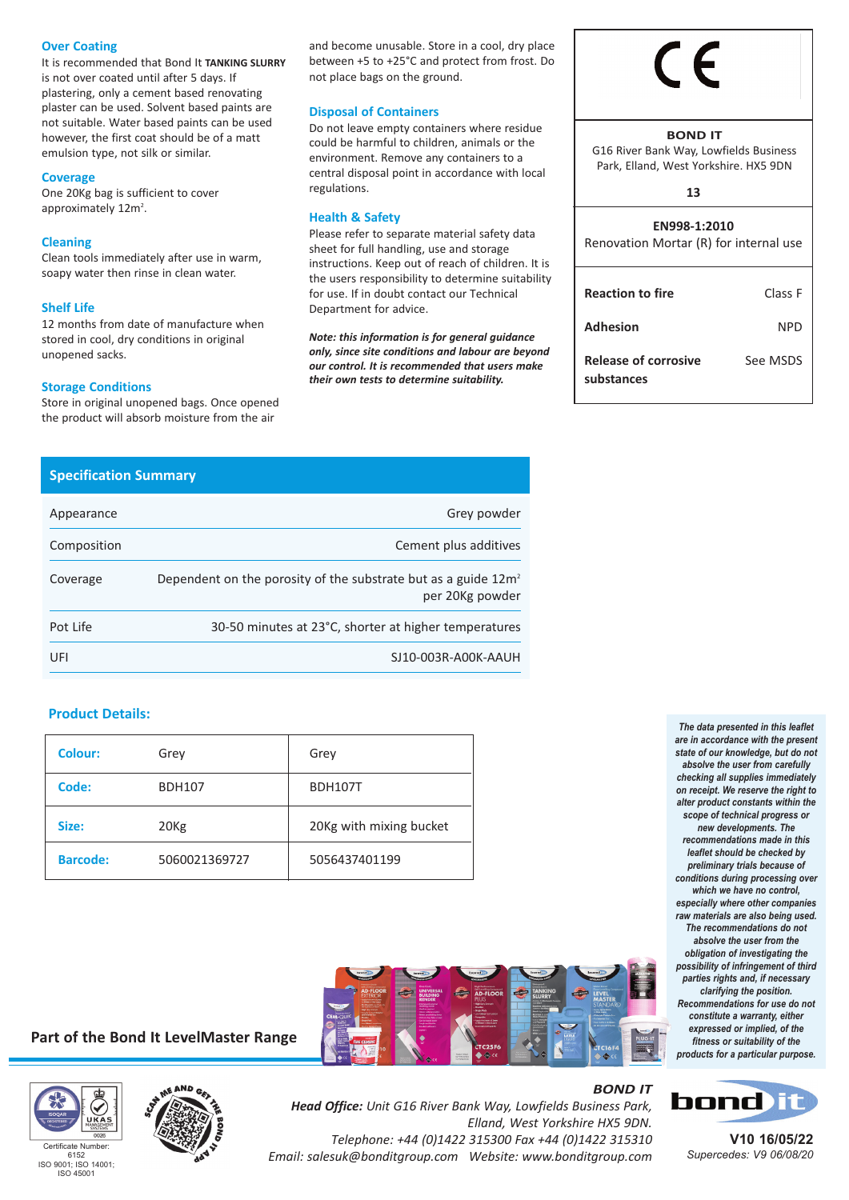### Over Coating

It is recommended that Bond It **TANKING SLURRY** is not over coated until after 5 days. If plastering, only a cement based renovating plaster can be used. Solvent based paints are not suitable. Water based paints can be used however, the first coat should be of a matt emulsion type, not silk or similar.

### Coverage

One 20Kg bag is sufficient to cover approximately $12m^2$.

### Cleaning

Clean tools immediately after use in warm, soapy water then rinse in clean water.

### Shelf Life

12 months from date of manufacture when stored in cool, dry conditions in original unopened sacks.

### Storage Conditions

Store in original unopened bags. Once opened the product will absorb moisture from the air and become unusable. Store in a cool, dry place between +5 to +25°C and protect from frost. Do not place bags on the ground.

### Disposal of Containers

Do not leave empty containers where residue could be harmful to children, animals or the environment. Remove any containers to a central disposal point in accordance with local regulations.

### Health & Safety

Please refer to separate material safety data sheet for full handling, use and storage instructions. Keep out of reach of children. It is the users responsibility to determine suitability for use. If in doubt contact our Technical Department for advice.

***Note: this information is for general guidance only, since site conditions and labour are beyond our control. It is recommended that users make their own tests to determine suitability.***

CE

**BOND IT**
G16 River Bank Way, Lowfields Business Park, Elland, West Yorkshire. HX5 9DN

**13**

**EN998-1:2010**
Renovation Mortar (R) for internal use

| | |
|---|---|
| **Reaction to fire** | Class F |
| **Adhesion** | NPD |
| **Release of corrosive substances** | See MSDS |

## Specification Summary

| | |
|---|---|
| Appearance | Grey powder |
| Composition | Cement plus additives |
| Coverage | Dependent on the porosity of the substrate but as a guide $12m^2$ per 20Kg powder |
| Pot Life | 30-50 minutes at 23°C, shorter at higher temperatures |
| UFI | SJ10-003R-A00K-AAUH |

## Product Details:

| | | |
|---|---|---|
| **Colour:** | Grey | Grey |
| **Code:** | BDH107 | BDH107T |
| **Size:** | 20Kg | 20Kg with mixing bucket |
| **Barcode:** | 5060021369727 | 5056437401199 |

*The data presented in this leaflet are in accordance with the present state of our knowledge, but do not absolve the user from carefully checking all supplies immediately on receipt. We reserve the right to alter product constants within the scope of technical progress or new developments. The recommendations made in this leaflet should be checked by preliminary trials because of conditions during processing over which we have no control, especially where other companies raw materials are also being used. The recommendations do not absolve the user from the obligation of investigating the possibility of infringement of third parties rights and, if necessary clarifying the position. Recommendations for use do not constitute a warranty, either expressed or implied, of the fitness or suitability of the products for a particular purpose.*

**Part of the Bond It LevelMaster Range**

Certificate Number: 6152
ISO 9001; ISO 14001; ISO 45001

SCAN ME AND GET THE BOND IT APP

***BOND IT***
***Head Office:*** *Unit G16 River Bank Way, Lowfields Business Park, Elland, West Yorkshire HX5 9DN.*
*Telephone: +44 (0)1422 315300 Fax +44 (0)1422 315310*
*Email: salesuk@bonditgroup.com Website: www.bonditgroup.com*

bond it

**V10 16/05/22**
*Supercedes: V9 06/08/20*